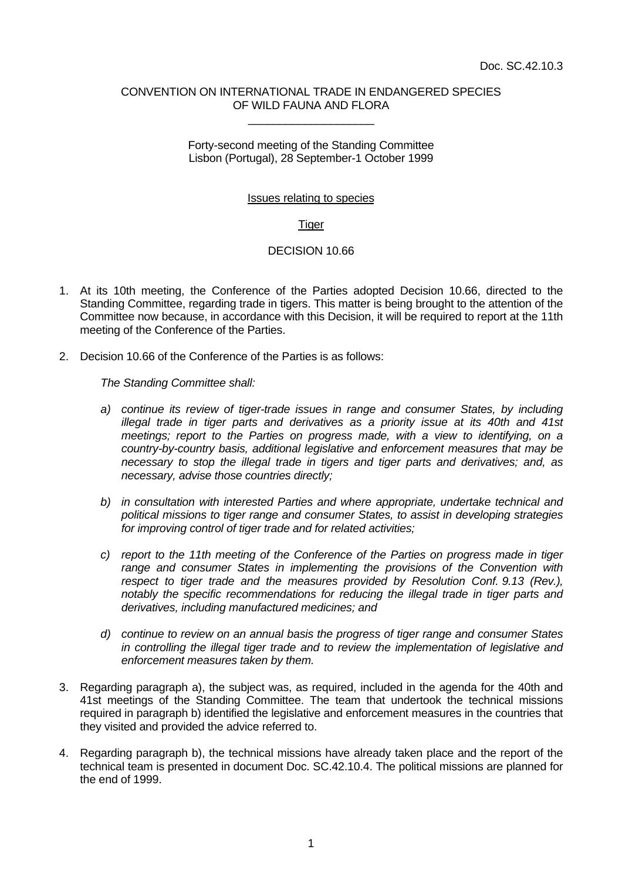Doc. SC.42.10.3

CONVENTION ON INTERNATIONAL TRADE IN ENDANGERED SPECIES OF WILD FAUNA AND FLORA

\_\_\_\_\_\_\_\_\_\_\_\_\_\_\_\_\_\_\_\_

Forty-second meeting of the Standing Committee
Lisbon (Portugal), 28 September-1 October 1999

Issues relating to species

Tiger

DECISION 10.66

1. At its 10th meeting, the Conference of the Parties adopted Decision 10.66, directed to the Standing Committee, regarding trade in tigers. This matter is being brought to the attention of the Committee now because, in accordance with this Decision, it will be required to report at the 11th meeting of the Conference of the Parties.

2. Decision 10.66 of the Conference of the Parties is as follows:

   *The Standing Committee shall:*

   a) *continue its review of tiger-trade issues in range and consumer States, by including illegal trade in tiger parts and derivatives as a priority issue at its 40th and 41st meetings; report to the Parties on progress made, with a view to identifying, on a country-by-country basis, additional legislative and enforcement measures that may be necessary to stop the illegal trade in tigers and tiger parts and derivatives; and, as necessary, advise those countries directly;*

   b) *in consultation with interested Parties and where appropriate, undertake technical and political missions to tiger range and consumer States, to assist in developing strategies for improving control of tiger trade and for related activities;*

   c) *report to the 11th meeting of the Conference of the Parties on progress made in tiger range and consumer States in implementing the provisions of the Convention with respect to tiger trade and the measures provided by Resolution Conf. 9.13 (Rev.), notably the specific recommendations for reducing the illegal trade in tiger parts and derivatives, including manufactured medicines; and*

   d) *continue to review on an annual basis the progress of tiger range and consumer States in controlling the illegal tiger trade and to review the implementation of legislative and enforcement measures taken by them.*

3. Regarding paragraph a), the subject was, as required, included in the agenda for the 40th and 41st meetings of the Standing Committee. The team that undertook the technical missions required in paragraph b) identified the legislative and enforcement measures in the countries that they visited and provided the advice referred to.

4. Regarding paragraph b), the technical missions have already taken place and the report of the technical team is presented in document Doc. SC.42.10.4. The political missions are planned for the end of 1999.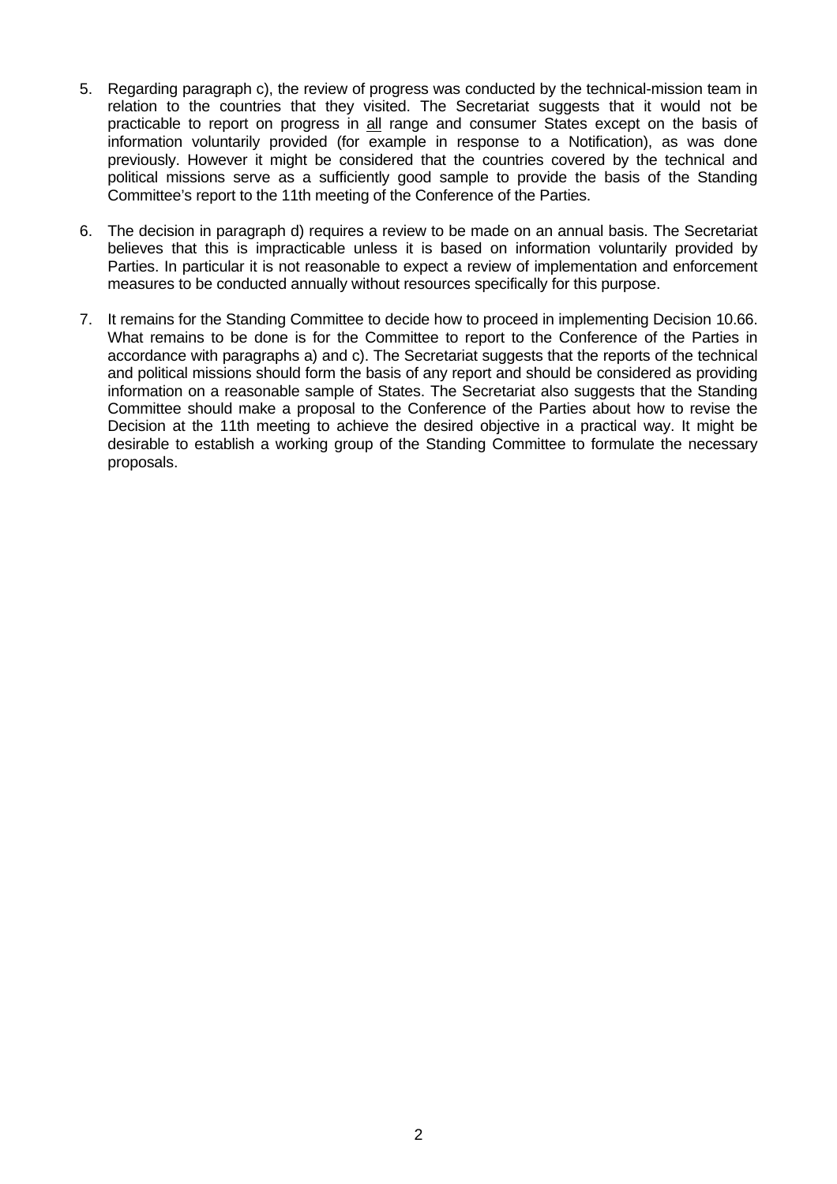5. Regarding paragraph c), the review of progress was conducted by the technical-mission team in relation to the countries that they visited. The Secretariat suggests that it would not be practicable to report on progress in <u>all</u> range and consumer States except on the basis of information voluntarily provided (for example in response to a Notification), as was done previously. However it might be considered that the countries covered by the technical and political missions serve as a sufficiently good sample to provide the basis of the Standing Committee's report to the 11th meeting of the Conference of the Parties.

6. The decision in paragraph d) requires a review to be made on an annual basis. The Secretariat believes that this is impracticable unless it is based on information voluntarily provided by Parties. In particular it is not reasonable to expect a review of implementation and enforcement measures to be conducted annually without resources specifically for this purpose.

7. It remains for the Standing Committee to decide how to proceed in implementing Decision 10.66. What remains to be done is for the Committee to report to the Conference of the Parties in accordance with paragraphs a) and c). The Secretariat suggests that the reports of the technical and political missions should form the basis of any report and should be considered as providing information on a reasonable sample of States. The Secretariat also suggests that the Standing Committee should make a proposal to the Conference of the Parties about how to revise the Decision at the 11th meeting to achieve the desired objective in a practical way. It might be desirable to establish a working group of the Standing Committee to formulate the necessary proposals.